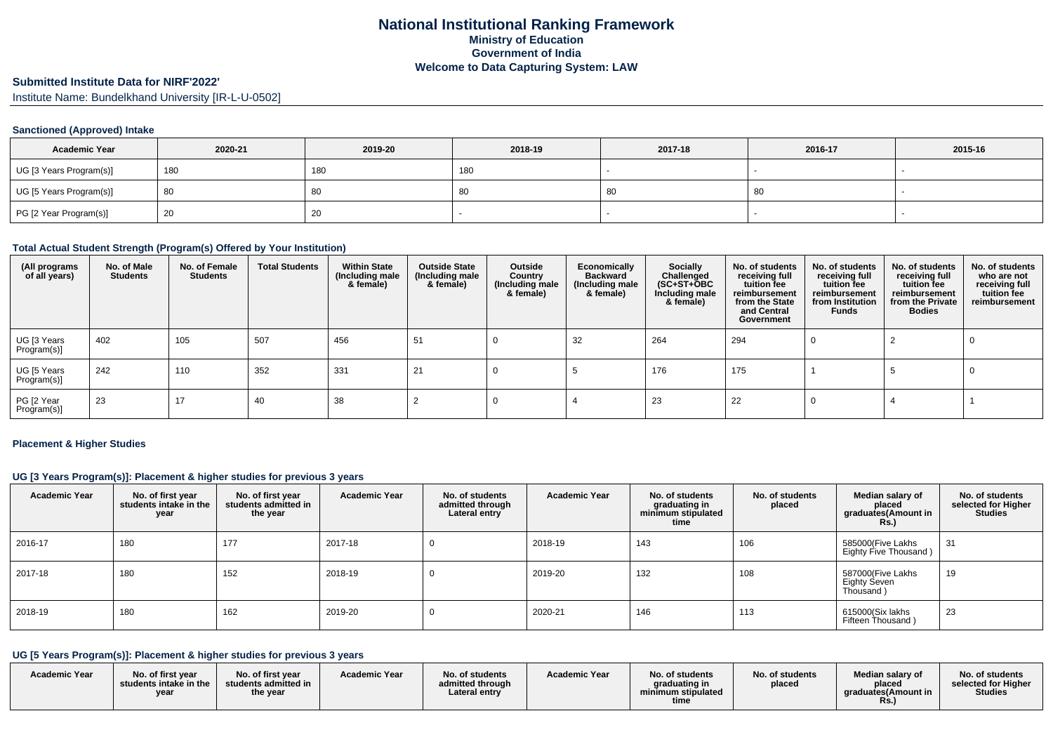# National Institutional Ranking Framework
## Ministry of Education
## Government of India
## Welcome to Data Capturing System: LAW

### Submitted Institute Data for NIRF'2022'

Institute Name: Bundelkhand University [IR-L-U-0502]

#### Sanctioned (Approved) Intake

| Academic Year | 2020-21 | 2019-20 | 2018-19 | 2017-18 | 2016-17 | 2015-16 |
|---|---|---|---|---|---|---|
| UG [3 Years Program(s)] | 180 | 180 | 180 | - | - | - |
| UG [5 Years Program(s)] | 80 | 80 | 80 | 80 | 80 | - |
| PG [2 Year Program(s)] | 20 | 20 | - | - | - | - |

#### Total Actual Student Strength (Program(s) Offered by Your Institution)

| (All programs of all years) | No. of Male Students | No. of Female Students | Total Students | Within State (Including male & female) | Outside State (Including male & female) | Outside Country (Including male & female) | Economically Backward (Including male & female) | Socially Challenged (SC+ST+OBC Including male & female) | No. of students receiving full tuition fee reimbursement from the State and Central Government | No. of students receiving full tuition fee reimbursement from Institution Funds | No. of students receiving full tuition fee reimbursement from the Private Bodies | No. of students who are not receiving full tuition fee reimbursement |
|---|---|---|---|---|---|---|---|---|---|---|---|---|
| UG [3 Years Program(s)] | 402 | 105 | 507 | 456 | 51 | 0 | 32 | 264 | 294 | 0 | 2 | 0 |
| UG [5 Years Program(s)] | 242 | 110 | 352 | 331 | 21 | 0 | 5 | 176 | 175 | 1 | 5 | 0 |
| PG [2 Year Program(s)] | 23 | 17 | 40 | 38 | 2 | 0 | 4 | 23 | 22 | 0 | 4 | 1 |

#### Placement & Higher Studies

#### UG [3 Years Program(s)]: Placement & higher studies for previous 3 years

| Academic Year | No. of first year students intake in the year | No. of first year students admitted in the year | Academic Year | No. of students admitted through Lateral entry | Academic Year | No. of students graduating in minimum stipulated time | No. of students placed | Median salary of placed graduates(Amount in Rs.) | No. of students selected for Higher Studies |
|---|---|---|---|---|---|---|---|---|---|
| 2016-17 | 180 | 177 | 2017-18 | 0 | 2018-19 | 143 | 106 | 585000(Five Lakhs Eighty Five Thousand ) | 31 |
| 2017-18 | 180 | 152 | 2018-19 | 0 | 2019-20 | 132 | 108 | 587000(Five Lakhs Eighty Seven Thousand ) | 19 |
| 2018-19 | 180 | 162 | 2019-20 | 0 | 2020-21 | 146 | 113 | 615000(Six lakhs Fifteen Thousand ) | 23 |

#### UG [5 Years Program(s)]: Placement & higher studies for previous 3 years

| Academic Year | No. of first year students intake in the year | No. of first year students admitted in the year | Academic Year | No. of students admitted through Lateral entry | Academic Year | No. of students graduating in minimum stipulated time | No. of students placed | Median salary of placed graduates(Amount in Rs.) | No. of students selected for Higher Studies |
|---|---|---|---|---|---|---|---|---|---|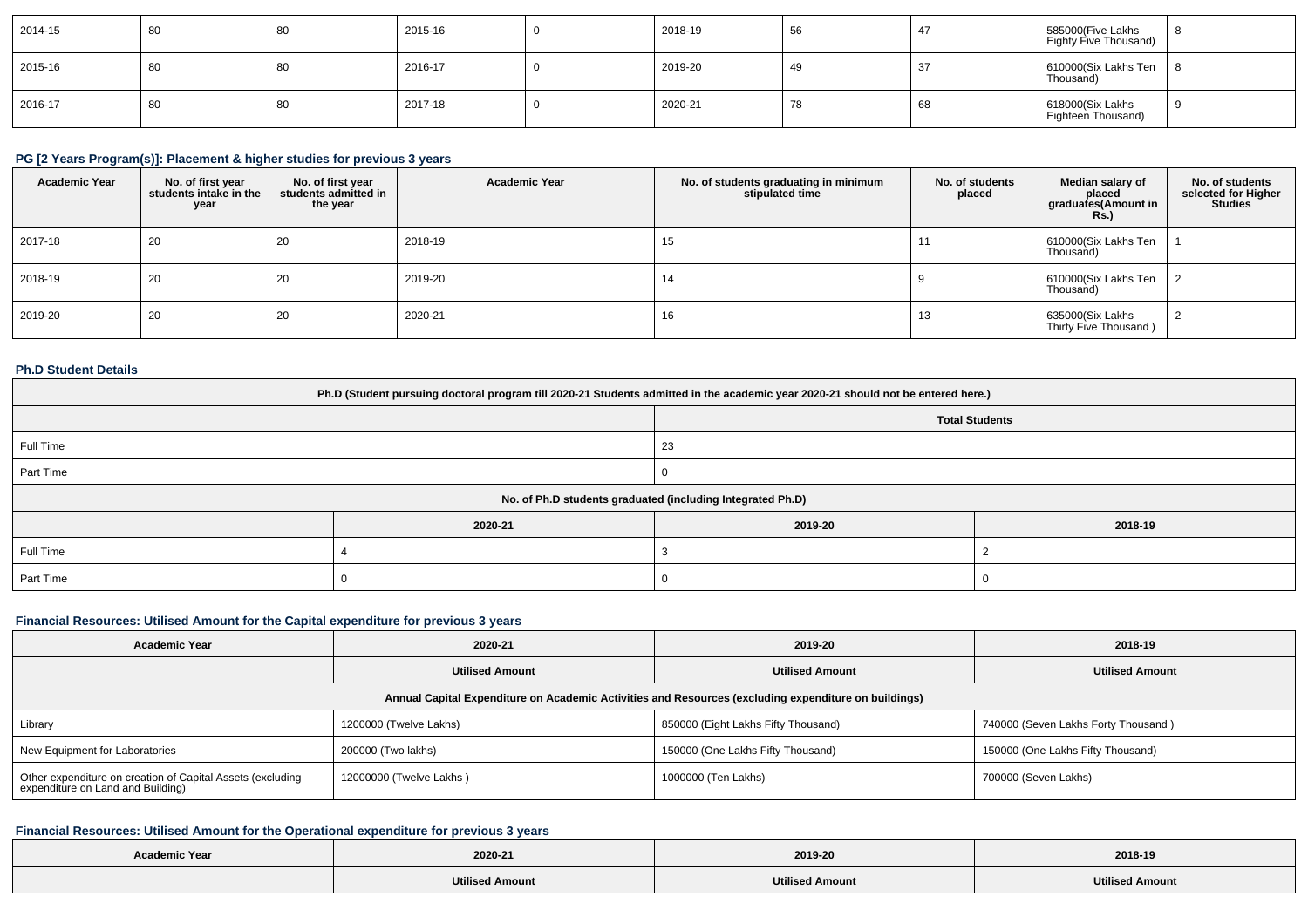| 2014-15 | 80 | 80 | 2015-16 | 0 | 2018-19 | 56 | 47 | 585000(Five Lakhs Eighty Five Thousand) | 8 |
|---|---|---|---|---|---|---|---|---|---|
| 2015-16 | 80 | 80 | 2016-17 | 0 | 2019-20 | 49 | 37 | 610000(Six Lakhs Ten Thousand) | 8 |
| 2016-17 | 80 | 80 | 2017-18 | 0 | 2020-21 | 78 | 68 | 618000(Six Lakhs Eighteen Thousand) | 9 |

### PG [2 Years Program(s)]: Placement & higher studies for previous 3 years

| Academic Year | No. of first year students intake in the year | No. of first year students admitted in the year | Academic Year | No. of students graduating in minimum stipulated time | No. of students placed | Median salary of placed graduates(Amount in Rs.) | No. of students selected for Higher Studies |
|---|---|---|---|---|---|---|---|
| 2017-18 | 20 | 20 | 2018-19 | 15 | 11 | 610000(Six Lakhs Ten Thousand) | 1 |
| 2018-19 | 20 | 20 | 2019-20 | 14 | 9 | 610000(Six Lakhs Ten Thousand) | 2 |
| 2019-20 | 20 | 20 | 2020-21 | 16 | 13 | 635000(Six Lakhs Thirty Five Thousand ) | 2 |

### Ph.D Student Details

| Ph.D (Student pursuing doctoral program till 2020-21 Students admitted in the academic year 2020-21 should not be entered here.) | | | |
|---|---|---|---|
| | | Total Students | |
| Full Time | | 23 | |
| Part Time | | 0 | |
| No. of Ph.D students graduated (including Integrated Ph.D) | | | |
| | 2020-21 | 2019-20 | 2018-19 |
| Full Time | 4 | 3 | 2 |
| Part Time | 0 | 0 | 0 |

### Financial Resources: Utilised Amount for the Capital expenditure for previous 3 years

| Academic Year | 2020-21 | 2019-20 | 2018-19 |
|---|---|---|---|
| | Utilised Amount | Utilised Amount | Utilised Amount |
| Annual Capital Expenditure on Academic Activities and Resources (excluding expenditure on buildings) | | | |
| Library | 1200000 (Twelve Lakhs) | 850000 (Eight Lakhs Fifty Thousand) | 740000 (Seven Lakhs Forty Thousand ) |
| New Equipment for Laboratories | 200000 (Two lakhs) | 150000 (One Lakhs Fifty Thousand) | 150000 (One Lakhs Fifty Thousand) |
| Other expenditure on creation of Capital Assets (excluding expenditure on Land and Building) | 12000000 (Twelve Lakhs ) | 1000000 (Ten Lakhs) | 700000 (Seven Lakhs) |

### Financial Resources: Utilised Amount for the Operational expenditure for previous 3 years

| Academic Year | 2020-21 | 2019-20 | 2018-19 |
|---|---|---|---|
| | Utilised Amount | Utilised Amount | Utilised Amount |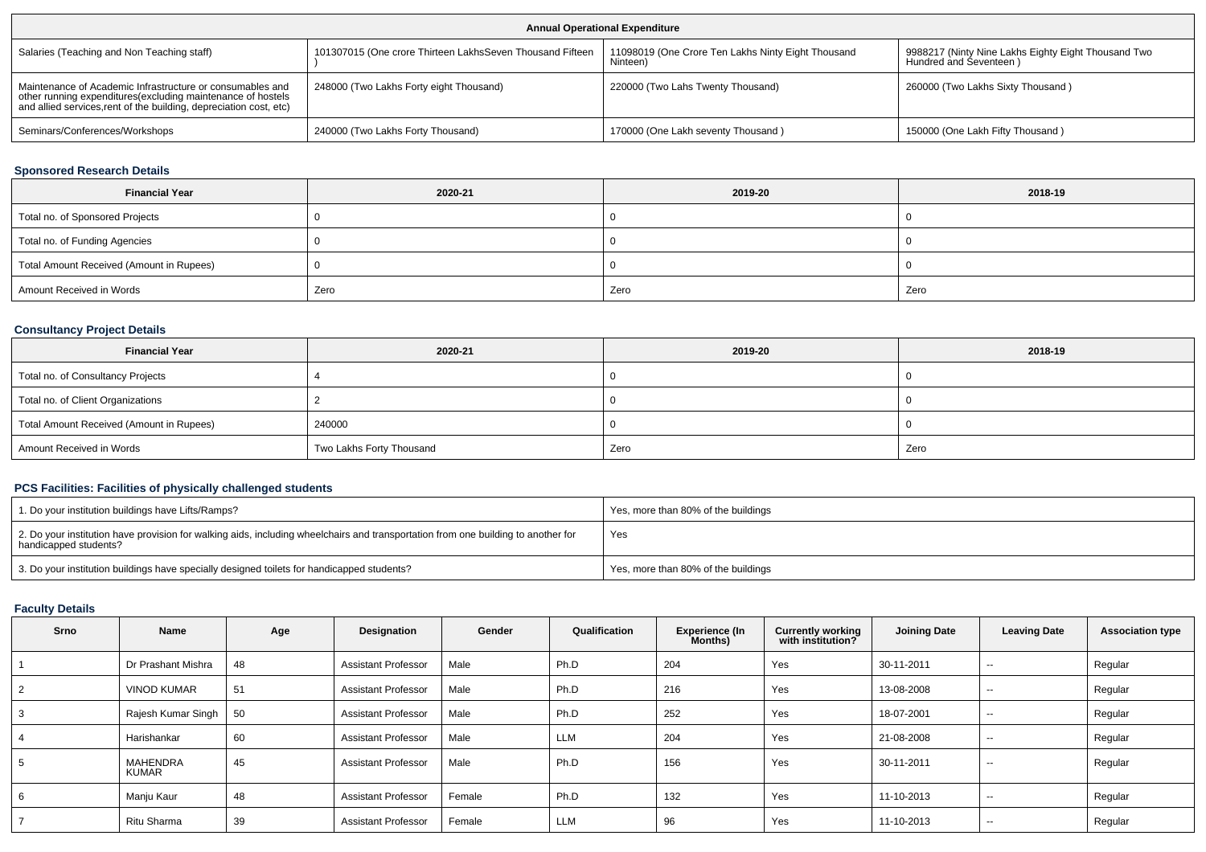| Annual Operational Expenditure | | | |
|---|---|---|---|
| Salaries (Teaching and Non Teaching staff) | 101307015 (One crore Thirteen LakhsSeven Thousand Fifteen ) | 11098019 (One Crore Ten Lakhs Ninty Eight Thousand Ninteen) | 9988217 (Ninty Nine Lakhs Eighty Eight Thousand Two Hundred and Seventeen ) |
| Maintenance of Academic Infrastructure or consumables and other running expenditures(excluding maintenance of hostels and allied services,rent of the building, depreciation cost, etc) | 248000 (Two Lakhs Forty eight Thousand) | 220000 (Two Lahs Twenty Thousand) | 260000 (Two Lakhs Sixty Thousand ) |
| Seminars/Conferences/Workshops | 240000 (Two Lakhs Forty Thousand) | 170000 (One Lakh seventy Thousand ) | 150000 (One Lakh Fifty Thousand ) |

## Sponsored Research Details

| Financial Year | 2020-21 | 2019-20 | 2018-19 |
|---|---|---|---|
| Total no. of Sponsored Projects | 0 | 0 | 0 |
| Total no. of Funding Agencies | 0 | 0 | 0 |
| Total Amount Received (Amount in Rupees) | 0 | 0 | 0 |
| Amount Received in Words | Zero | Zero | Zero |

## Consultancy Project Details

| Financial Year | 2020-21 | 2019-20 | 2018-19 |
|---|---|---|---|
| Total no. of Consultancy Projects | 4 | 0 | 0 |
| Total no. of Client Organizations | 2 | 0 | 0 |
| Total Amount Received (Amount in Rupees) | 240000 | 0 | 0 |
| Amount Received in Words | Two Lakhs Forty Thousand | Zero | Zero |

## PCS Facilities: Facilities of physically challenged students

| | |
|---|---|
| 1. Do your institution buildings have Lifts/Ramps? | Yes, more than 80% of the buildings |
| 2. Do your institution have provision for walking aids, including wheelchairs and transportation from one building to another for handicapped students? | Yes |
| 3. Do your institution buildings have specially designed toilets for handicapped students? | Yes, more than 80% of the buildings |

## Faculty Details

| Srno | Name | Age | Designation | Gender | Qualification | Experience (In Months) | Currently working with institution? | Joining Date | Leaving Date | Association type |
|---|---|---|---|---|---|---|---|---|---|---|
| 1 | Dr Prashant Mishra | 48 | Assistant Professor | Male | Ph.D | 204 | Yes | 30-11-2011 | -- | Regular |
| 2 | VINOD KUMAR | 51 | Assistant Professor | Male | Ph.D | 216 | Yes | 13-08-2008 | -- | Regular |
| 3 | Rajesh Kumar Singh | 50 | Assistant Professor | Male | Ph.D | 252 | Yes | 18-07-2001 | -- | Regular |
| 4 | Harishankar | 60 | Assistant Professor | Male | LLM | 204 | Yes | 21-08-2008 | -- | Regular |
| 5 | MAHENDRA KUMAR | 45 | Assistant Professor | Male | Ph.D | 156 | Yes | 30-11-2011 | -- | Regular |
| 6 | Manju Kaur | 48 | Assistant Professor | Female | Ph.D | 132 | Yes | 11-10-2013 | -- | Regular |
| 7 | Ritu Sharma | 39 | Assistant Professor | Female | LLM | 96 | Yes | 11-10-2013 | -- | Regular |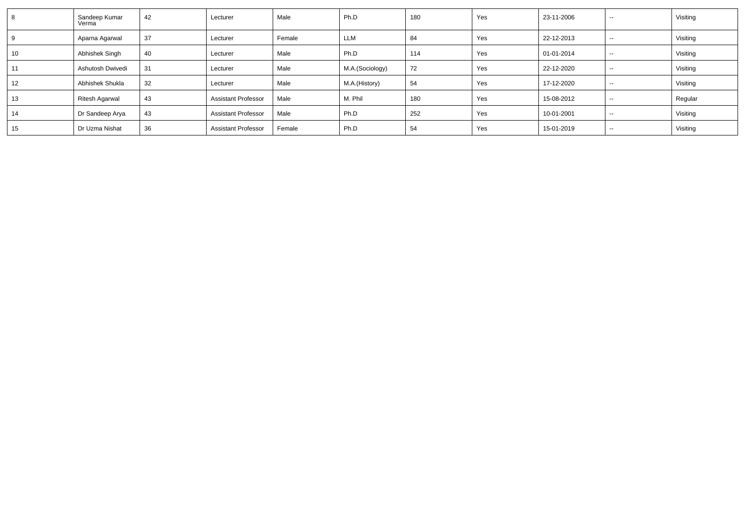| | | | | | | | | | | |
|---|---|---|---|---|---|---|---|---|---|---|
| 8 | Sandeep Kumar Verma | 42 | Lecturer | Male | Ph.D | 180 | Yes | 23-11-2006 | -- | Visiting |
| 9 | Aparna Agarwal | 37 | Lecturer | Female | LLM | 84 | Yes | 22-12-2013 | -- | Visiting |
| 10 | Abhishek Singh | 40 | Lecturer | Male | Ph.D | 114 | Yes | 01-01-2014 | -- | Visiting |
| 11 | Ashutosh Dwivedi | 31 | Lecturer | Male | M.A.(Sociology) | 72 | Yes | 22-12-2020 | -- | Visiting |
| 12 | Abhishek Shukla | 32 | Lecturer | Male | M.A.(History) | 54 | Yes | 17-12-2020 | -- | Visiting |
| 13 | Ritesh Agarwal | 43 | Assistant Professor | Male | M. Phil | 180 | Yes | 15-08-2012 | -- | Regular |
| 14 | Dr Sandeep Arya | 43 | Assistant Professor | Male | Ph.D | 252 | Yes | 10-01-2001 | -- | Visiting |
| 15 | Dr Uzma Nishat | 36 | Assistant Professor | Female | Ph.D | 54 | Yes | 15-01-2019 | -- | Visiting |